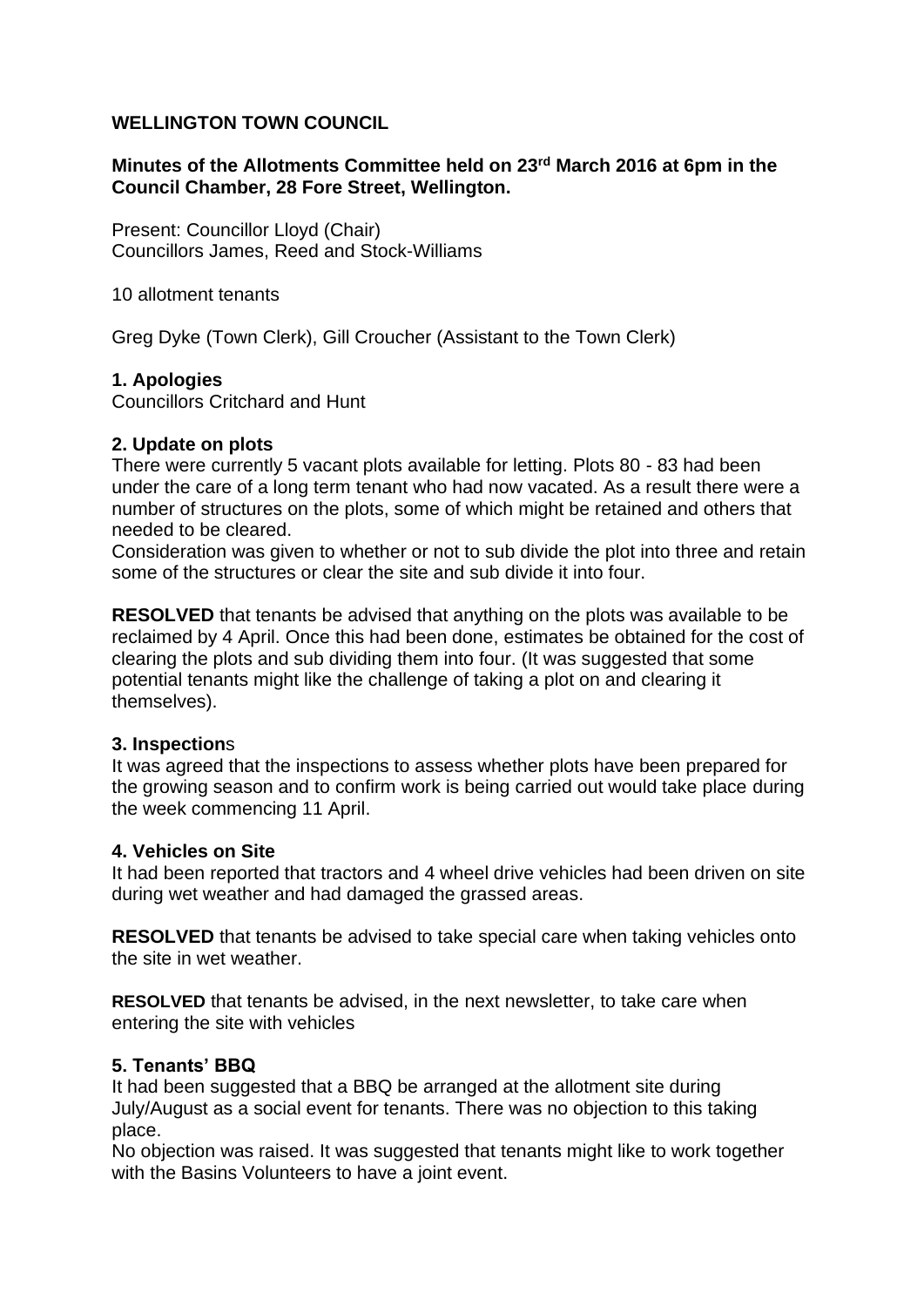**WELLINGTON TOWN COUNCIL**

**Minutes of the Allotments Committee held on 23rd March 2016 at 6pm in the Council Chamber, 28 Fore Street, Wellington.**

Present: Councillor Lloyd (Chair)
Councillors James, Reed and Stock-Williams

10 allotment tenants

Greg Dyke (Town Clerk), Gill Croucher (Assistant to the Town Clerk)

**1. Apologies**
Councillors Critchard and Hunt

**2. Update on plots**
There were currently 5 vacant plots available for letting. Plots 80 - 83 had been under the care of a long term tenant who had now vacated. As a result there were a number of structures on the plots, some of which might be retained and others that needed to be cleared.
Consideration was given to whether or not to sub divide the plot into three and retain some of the structures or clear the site and sub divide it into four.

**RESOLVED** that tenants be advised that anything on the plots was available to be reclaimed by 4 April. Once this had been done, estimates be obtained for the cost of clearing the plots and sub dividing them into four. (It was suggested that some potential tenants might like the challenge of taking a plot on and clearing it themselves).

**3. Inspections**
It was agreed that the inspections to assess whether plots have been prepared for the growing season and to confirm work is being carried out would take place during the week commencing 11 April.

**4. Vehicles on Site**
It had been reported that tractors and 4 wheel drive vehicles had been driven on site during wet weather and had damaged the grassed areas.

**RESOLVED** that tenants be advised to take special care when taking vehicles onto the site in wet weather.

**RESOLVED** that tenants be advised, in the next newsletter, to take care when entering the site with vehicles

**5. Tenants' BBQ**
It had been suggested that a BBQ be arranged at the allotment site during July/August as a social event for tenants. There was no objection to this taking place.
No objection was raised. It was suggested that tenants might like to work together with the Basins Volunteers to have a joint event.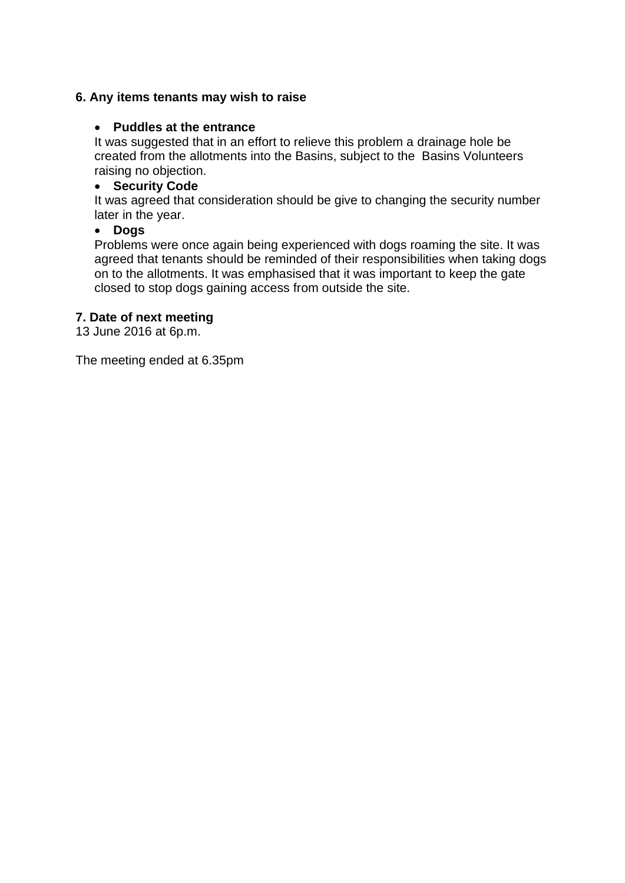**6. Any items tenants may wish to raise**

- **Puddles at the entrance**

  It was suggested that in an effort to relieve this problem a drainage hole be created from the allotments into the Basins, subject to the Basins Volunteers raising no objection.
- **Security Code**

  It was agreed that consideration should be give to changing the security number later in the year.
- **Dogs**

  Problems were once again being experienced with dogs roaming the site. It was agreed that tenants should be reminded of their responsibilities when taking dogs on to the allotments. It was emphasised that it was important to keep the gate closed to stop dogs gaining access from outside the site.

**7. Date of next meeting**

13 June 2016 at 6p.m.

The meeting ended at 6.35pm